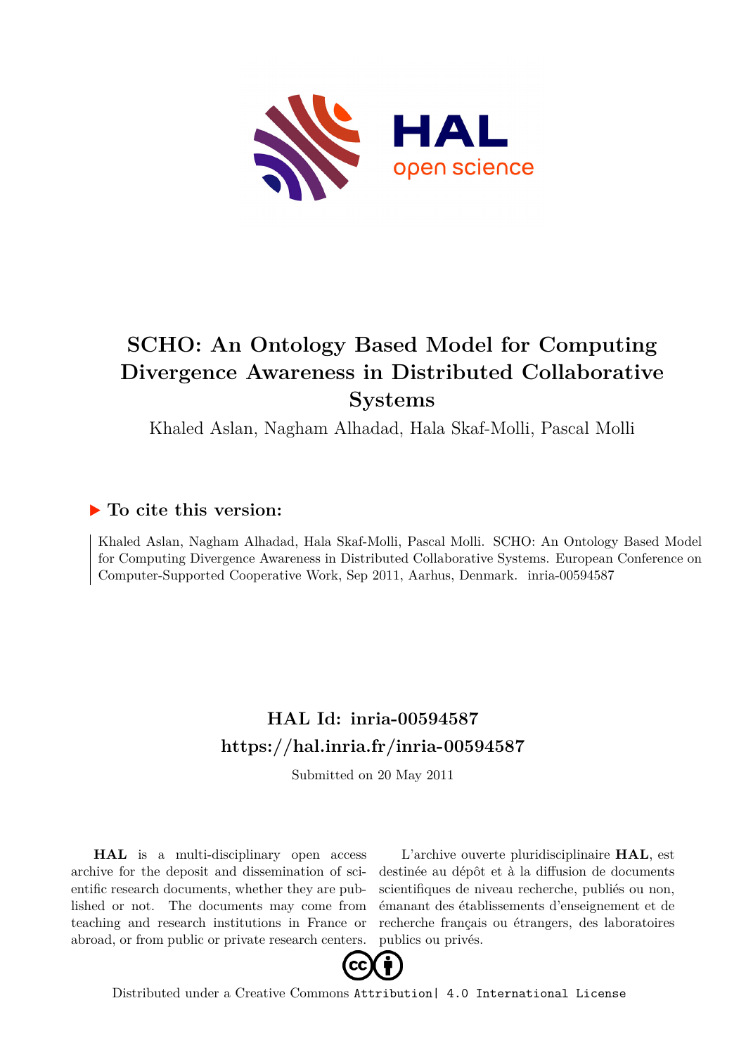# SCHO: An Ontology Based Model for Computing Divergence Awareness in Distributed Collaborative Systems

Khaled Aslan, Nagham Alhadad, Hala Skaf-Molli, Pascal Molli

## ▶ To cite this version:

Khaled Aslan, Nagham Alhadad, Hala Skaf-Molli, Pascal Molli. SCHO: An Ontology Based Model for Computing Divergence Awareness in Distributed Collaborative Systems. European Conference on Computer-Supported Cooperative Work, Sep 2011, Aarhus, Denmark. inria-00594587

## HAL Id: inria-00594587
## https://hal.inria.fr/inria-00594587

Submitted on 20 May 2011

**HAL** is a multi-disciplinary open access archive for the deposit and dissemination of scientific research documents, whether they are published or not. The documents may come from teaching and research institutions in France or abroad, or from public or private research centers.

L'archive ouverte pluridisciplinaire **HAL**, est destinée au dépôt et à la diffusion de documents scientifiques de niveau recherche, publiés ou non, émanant des établissements d'enseignement et de recherche français ou étrangers, des laboratoires publics ou privés.

Distributed under a Creative Commons Attribution| 4.0 International License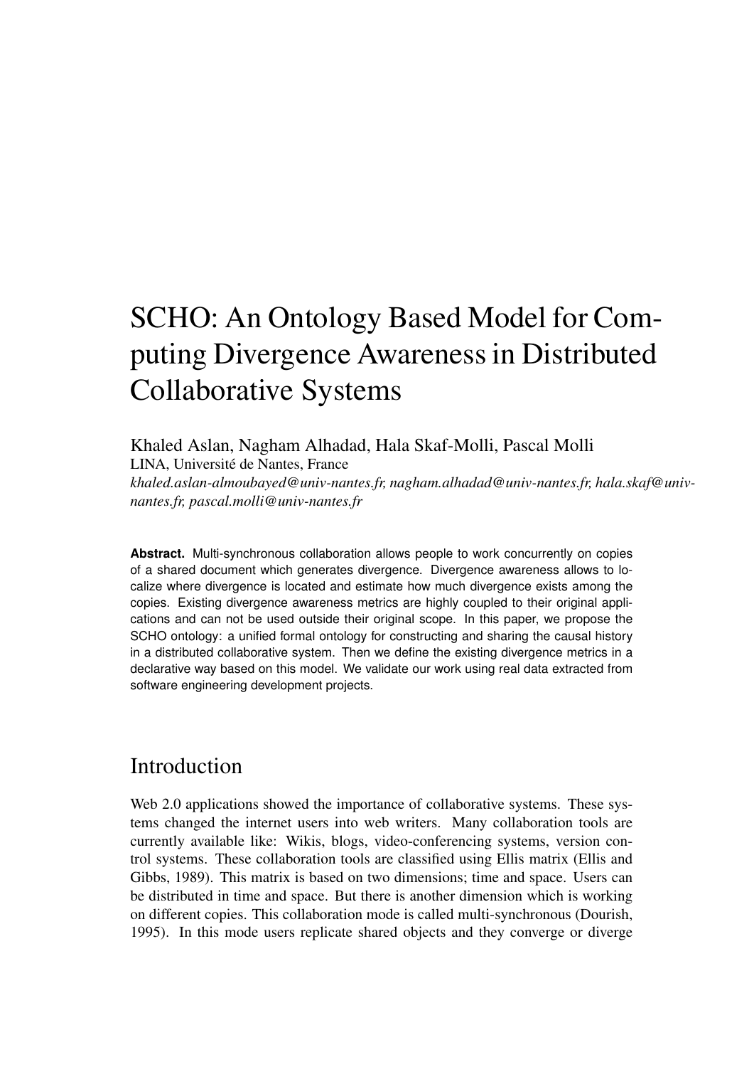# SCHO: An Ontology Based Model for Computing Divergence Awareness in Distributed Collaborative Systems

Khaled Aslan, Nagham Alhadad, Hala Skaf-Molli, Pascal Molli
LINA, Université de Nantes, France
*khaled.aslan-almoubayed@univ-nantes.fr, nagham.alhadad@univ-nantes.fr, hala.skaf@univ-nantes.fr, pascal.molli@univ-nantes.fr*

**Abstract.** Multi-synchronous collaboration allows people to work concurrently on copies of a shared document which generates divergence. Divergence awareness allows to localize where divergence is located and estimate how much divergence exists among the copies. Existing divergence awareness metrics are highly coupled to their original applications and can not be used outside their original scope. In this paper, we propose the SCHO ontology: a unified formal ontology for constructing and sharing the causal history in a distributed collaborative system. Then we define the existing divergence metrics in a declarative way based on this model. We validate our work using real data extracted from software engineering development projects.

## Introduction

Web 2.0 applications showed the importance of collaborative systems. These systems changed the internet users into web writers. Many collaboration tools are currently available like: Wikis, blogs, video-conferencing systems, version control systems. These collaboration tools are classified using Ellis matrix (Ellis and Gibbs, 1989). This matrix is based on two dimensions; time and space. Users can be distributed in time and space. But there is another dimension which is working on different copies. This collaboration mode is called multi-synchronous (Dourish, 1995). In this mode users replicate shared objects and they converge or diverge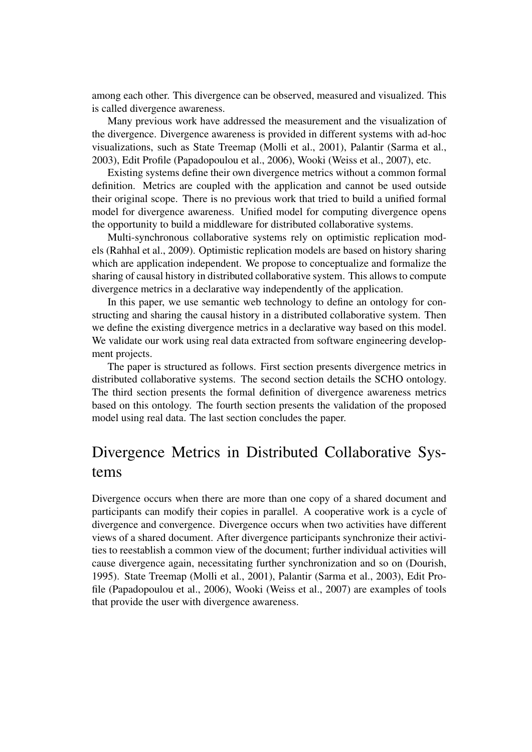among each other. This divergence can be observed, measured and visualized. This is called divergence awareness.

Many previous work have addressed the measurement and the visualization of the divergence. Divergence awareness is provided in different systems with ad-hoc visualizations, such as State Treemap (Molli et al., 2001), Palantir (Sarma et al., 2003), Edit Profile (Papadopoulou et al., 2006), Wooki (Weiss et al., 2007), etc.

Existing systems define their own divergence metrics without a common formal definition. Metrics are coupled with the application and cannot be used outside their original scope. There is no previous work that tried to build a unified formal model for divergence awareness. Unified model for computing divergence opens the opportunity to build a middleware for distributed collaborative systems.

Multi-synchronous collaborative systems rely on optimistic replication models (Rahhal et al., 2009). Optimistic replication models are based on history sharing which are application independent. We propose to conceptualize and formalize the sharing of causal history in distributed collaborative system. This allows to compute divergence metrics in a declarative way independently of the application.

In this paper, we use semantic web technology to define an ontology for constructing and sharing the causal history in a distributed collaborative system. Then we define the existing divergence metrics in a declarative way based on this model. We validate our work using real data extracted from software engineering development projects.

The paper is structured as follows. First section presents divergence metrics in distributed collaborative systems. The second section details the SCHO ontology. The third section presents the formal definition of divergence awareness metrics based on this ontology. The fourth section presents the validation of the proposed model using real data. The last section concludes the paper.

## Divergence Metrics in Distributed Collaborative Systems

Divergence occurs when there are more than one copy of a shared document and participants can modify their copies in parallel. A cooperative work is a cycle of divergence and convergence. Divergence occurs when two activities have different views of a shared document. After divergence participants synchronize their activities to reestablish a common view of the document; further individual activities will cause divergence again, necessitating further synchronization and so on (Dourish, 1995). State Treemap (Molli et al., 2001), Palantir (Sarma et al., 2003), Edit Profile (Papadopoulou et al., 2006), Wooki (Weiss et al., 2007) are examples of tools that provide the user with divergence awareness.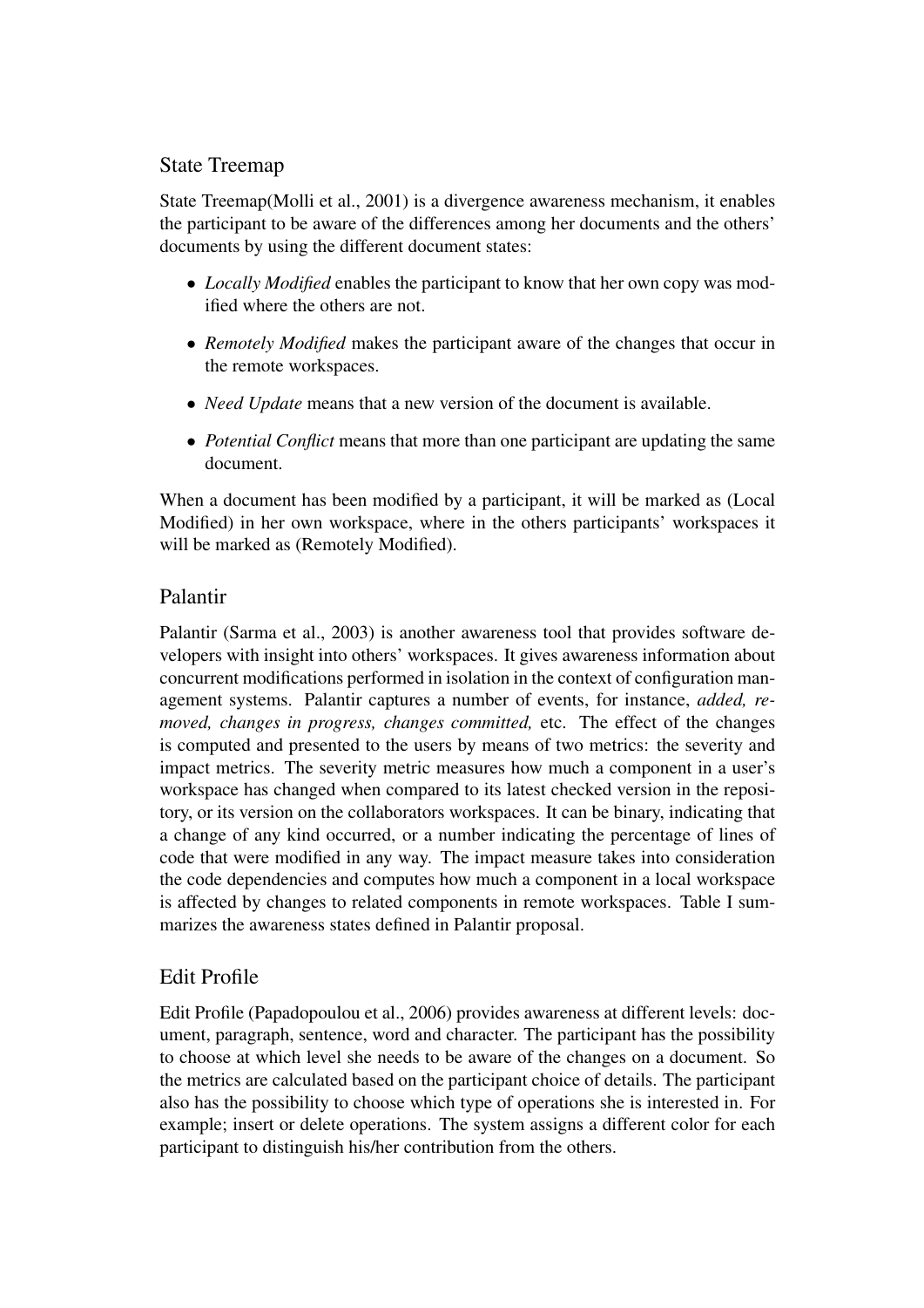### State Treemap

State Treemap(Molli et al., 2001) is a divergence awareness mechanism, it enables the participant to be aware of the differences among her documents and the others' documents by using the different document states:

- *Locally Modified* enables the participant to know that her own copy was modified where the others are not.
- *Remotely Modified* makes the participant aware of the changes that occur in the remote workspaces.
- *Need Update* means that a new version of the document is available.
- *Potential Conflict* means that more than one participant are updating the same document.

When a document has been modified by a participant, it will be marked as (Local Modified) in her own workspace, where in the others participants' workspaces it will be marked as (Remotely Modified).

### Palantir

Palantir (Sarma et al., 2003) is another awareness tool that provides software developers with insight into others' workspaces. It gives awareness information about concurrent modifications performed in isolation in the context of configuration management systems. Palantir captures a number of events, for instance, *added, removed, changes in progress, changes committed,* etc. The effect of the changes is computed and presented to the users by means of two metrics: the severity and impact metrics. The severity metric measures how much a component in a user's workspace has changed when compared to its latest checked version in the repository, or its version on the collaborators workspaces. It can be binary, indicating that a change of any kind occurred, or a number indicating the percentage of lines of code that were modified in any way. The impact measure takes into consideration the code dependencies and computes how much a component in a local workspace is affected by changes to related components in remote workspaces. Table I summarizes the awareness states defined in Palantir proposal.

### Edit Profile

Edit Profile (Papadopoulou et al., 2006) provides awareness at different levels: document, paragraph, sentence, word and character. The participant has the possibility to choose at which level she needs to be aware of the changes on a document. So the metrics are calculated based on the participant choice of details. The participant also has the possibility to choose which type of operations she is interested in. For example; insert or delete operations. The system assigns a different color for each participant to distinguish his/her contribution from the others.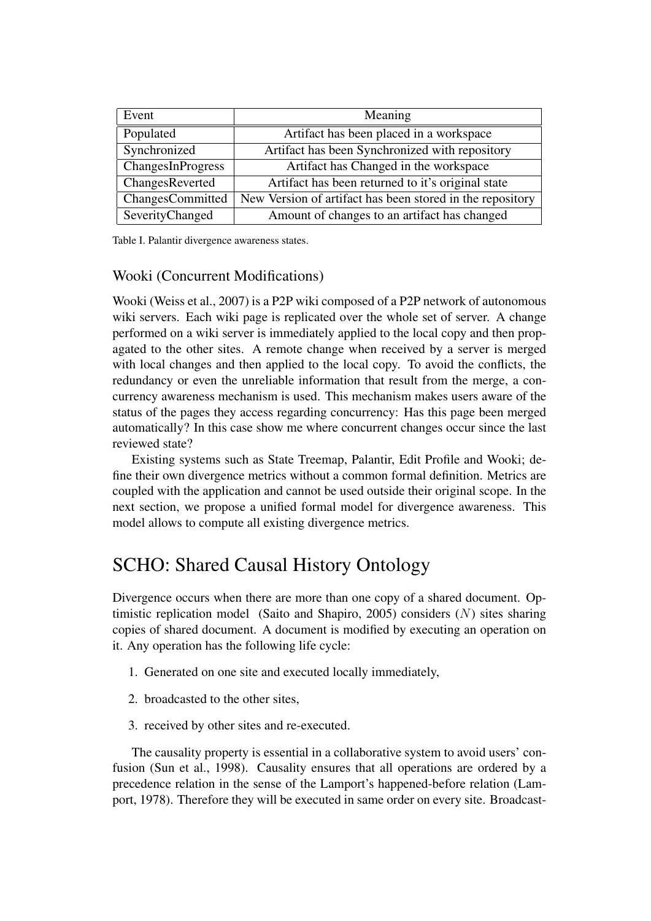| Event | Meaning |
| --- | --- |
| Populated | Artifact has been placed in a workspace |
| Synchronized | Artifact has been Synchronized with repository |
| ChangesInProgress | Artifact has Changed in the workspace |
| ChangesReverted | Artifact has been returned to it's original state |
| ChangesCommitted | New Version of artifact has been stored in the repository |
| SeverityChanged | Amount of changes to an artifact has changed |

Table I. Palantir divergence awareness states.

### Wooki (Concurrent Modifications)

Wooki (Weiss et al., 2007) is a P2P wiki composed of a P2P network of autonomous wiki servers. Each wiki page is replicated over the whole set of server. A change performed on a wiki server is immediately applied to the local copy and then propagated to the other sites. A remote change when received by a server is merged with local changes and then applied to the local copy. To avoid the conflicts, the redundancy or even the unreliable information that result from the merge, a concurrency awareness mechanism is used. This mechanism makes users aware of the status of the pages they access regarding concurrency: Has this page been merged automatically? In this case show me where concurrent changes occur since the last reviewed state?

Existing systems such as State Treemap, Palantir, Edit Profile and Wooki; define their own divergence metrics without a common formal definition. Metrics are coupled with the application and cannot be used outside their original scope. In the next section, we propose a unified formal model for divergence awareness. This model allows to compute all existing divergence metrics.

## SCHO: Shared Causal History Ontology

Divergence occurs when there are more than one copy of a shared document. Optimistic replication model (Saito and Shapiro, 2005) considers ($N$) sites sharing copies of shared document. A document is modified by executing an operation on it. Any operation has the following life cycle:

1. Generated on one site and executed locally immediately,
2. broadcasted to the other sites,
3. received by other sites and re-executed.

The causality property is essential in a collaborative system to avoid users' confusion (Sun et al., 1998). Causality ensures that all operations are ordered by a precedence relation in the sense of the Lamport's happened-before relation (Lamport, 1978). Therefore they will be executed in same order on every site. Broadcast-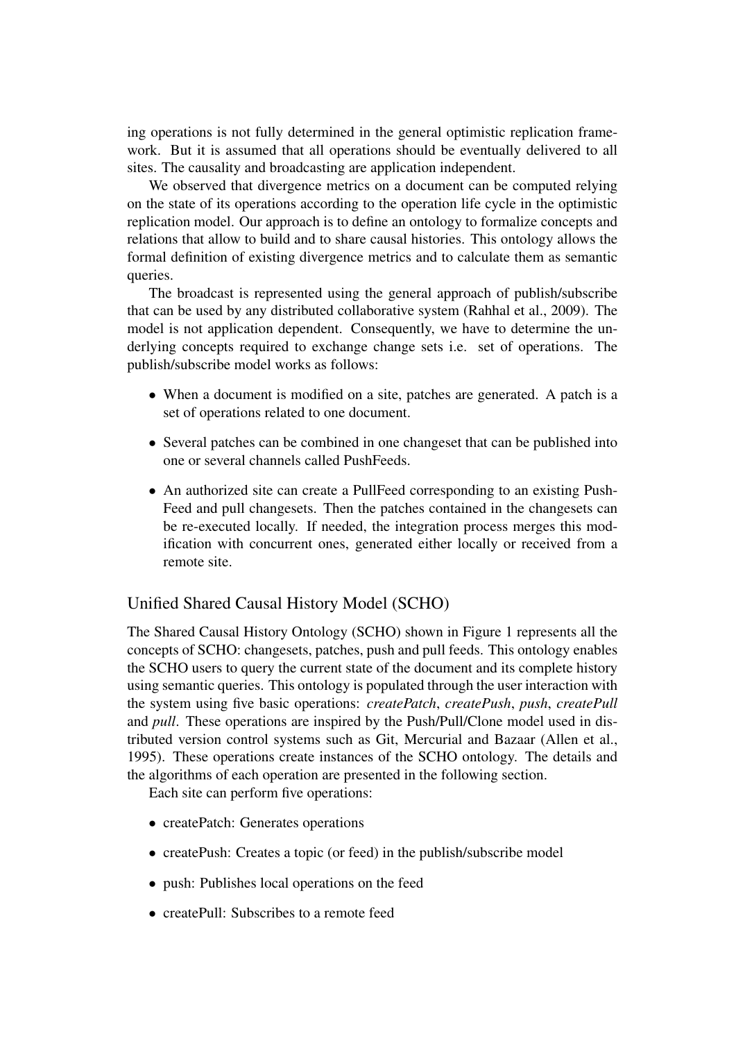ing operations is not fully determined in the general optimistic replication framework. But it is assumed that all operations should be eventually delivered to all sites. The causality and broadcasting are application independent.

We observed that divergence metrics on a document can be computed relying on the state of its operations according to the operation life cycle in the optimistic replication model. Our approach is to define an ontology to formalize concepts and relations that allow to build and to share causal histories. This ontology allows the formal definition of existing divergence metrics and to calculate them as semantic queries.

The broadcast is represented using the general approach of publish/subscribe that can be used by any distributed collaborative system (Rahhal et al., 2009). The model is not application dependent. Consequently, we have to determine the underlying concepts required to exchange change sets i.e. set of operations. The publish/subscribe model works as follows:

- When a document is modified on a site, patches are generated. A patch is a set of operations related to one document.
- Several patches can be combined in one changeset that can be published into one or several channels called PushFeeds.
- An authorized site can create a PullFeed corresponding to an existing PushFeed and pull changesets. Then the patches contained in the changesets can be re-executed locally. If needed, the integration process merges this modification with concurrent ones, generated either locally or received from a remote site.

## Unified Shared Causal History Model (SCHO)

The Shared Causal History Ontology (SCHO) shown in Figure 1 represents all the concepts of SCHO: changesets, patches, push and pull feeds. This ontology enables the SCHO users to query the current state of the document and its complete history using semantic queries. This ontology is populated through the user interaction with the system using five basic operations: *createPatch*, *createPush*, *push*, *createPull* and *pull*. These operations are inspired by the Push/Pull/Clone model used in distributed version control systems such as Git, Mercurial and Bazaar (Allen et al., 1995). These operations create instances of the SCHO ontology. The details and the algorithms of each operation are presented in the following section.

Each site can perform five operations:

- createPatch: Generates operations
- createPush: Creates a topic (or feed) in the publish/subscribe model
- push: Publishes local operations on the feed
- createPull: Subscribes to a remote feed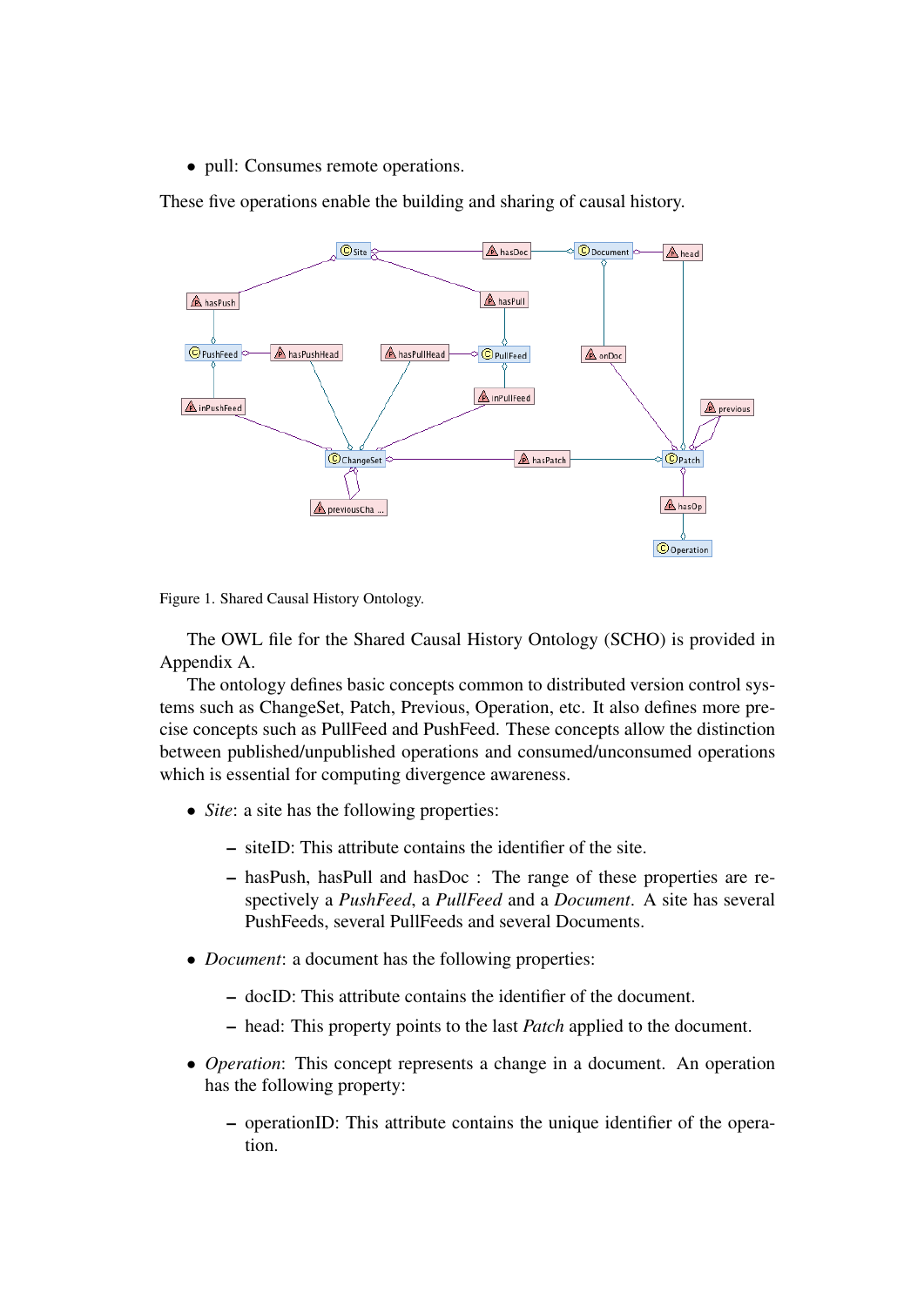- pull: Consumes remote operations.

These five operations enable the building and sharing of causal history.

Figure 1. Shared Causal History Ontology.

The OWL file for the Shared Causal History Ontology (SCHO) is provided in Appendix A.

The ontology defines basic concepts common to distributed version control systems such as ChangeSet, Patch, Previous, Operation, etc. It also defines more precise concepts such as PullFeed and PushFeed. These concepts allow the distinction between published/unpublished operations and consumed/unconsumed operations which is essential for computing divergence awareness.

- *Site*: a site has the following properties:
  - siteID: This attribute contains the identifier of the site.
  - hasPush, hasPull and hasDoc : The range of these properties are respectively a *PushFeed*, a *PullFeed* and a *Document*. A site has several PushFeeds, several PullFeeds and several Documents.
- *Document*: a document has the following properties:
  - docID: This attribute contains the identifier of the document.
  - head: This property points to the last *Patch* applied to the document.
- *Operation*: This concept represents a change in a document. An operation has the following property:
  - operationID: This attribute contains the unique identifier of the operation.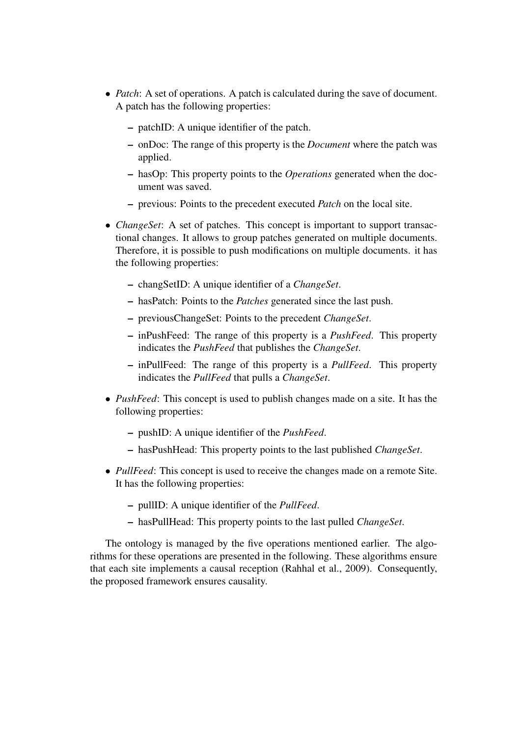- *Patch*: A set of operations. A patch is calculated during the save of document. A patch has the following properties:
  - patchID: A unique identifier of the patch.
  - onDoc: The range of this property is the *Document* where the patch was applied.
  - hasOp: This property points to the *Operations* generated when the document was saved.
  - previous: Points to the precedent executed *Patch* on the local site.
- *ChangeSet*: A set of patches. This concept is important to support transactional changes. It allows to group patches generated on multiple documents. Therefore, it is possible to push modifications on multiple documents. it has the following properties:
  - changSetID: A unique identifier of a *ChangeSet*.
  - hasPatch: Points to the *Patches* generated since the last push.
  - previousChangeSet: Points to the precedent *ChangeSet*.
  - inPushFeed: The range of this property is a *PushFeed*. This property indicates the *PushFeed* that publishes the *ChangeSet*.
  - inPullFeed: The range of this property is a *PullFeed*. This property indicates the *PullFeed* that pulls a *ChangeSet*.
- *PushFeed*: This concept is used to publish changes made on a site. It has the following properties:
  - pushID: A unique identifier of the *PushFeed*.
  - hasPushHead: This property points to the last published *ChangeSet*.
- *PullFeed*: This concept is used to receive the changes made on a remote Site. It has the following properties:
  - pullID: A unique identifier of the *PullFeed*.
  - hasPullHead: This property points to the last pulled *ChangeSet*.

The ontology is managed by the five operations mentioned earlier. The algorithms for these operations are presented in the following. These algorithms ensure that each site implements a causal reception (Rahhal et al., 2009). Consequently, the proposed framework ensures causality.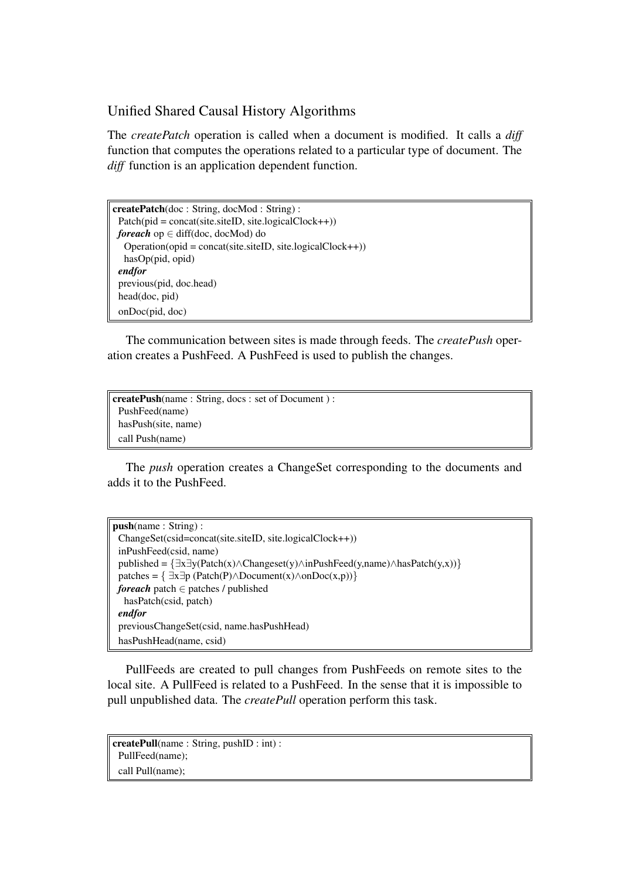Unified Shared Causal History Algorithms

The *createPatch* operation is called when a document is modified. It calls a *diff* function that computes the operations related to a particular type of document. The *diff* function is an application dependent function.

```
createPatch(doc : String, docMod : String) :
  Patch(pid = concat(site.siteID, site.logicalClock++))
  foreach op ∈ diff(doc, docMod) do
    Operation(opid = concat(site.siteID, site.logicalClock++))
    hasOp(pid, opid)
  endfor
  previous(pid, doc.head)
  head(doc, pid)
  onDoc(pid, doc)
```

The communication between sites is made through feeds. The *createPush* operation creates a PushFeed. A PushFeed is used to publish the changes.

```
createPush(name : String, docs : set of Document ) :
  PushFeed(name)
  hasPush(site, name)
  call Push(name)
```

The *push* operation creates a ChangeSet corresponding to the documents and adds it to the PushFeed.

```
push(name : String) :
  ChangeSet(csid=concat(site.siteID, site.logicalClock++))
  inPushFeed(csid, name)
  published = {∃x∃y(Patch(x)∧Changeset(y)∧inPushFeed(y,name)∧hasPatch(y,x))}
  patches = { ∃x∃p (Patch(P)∧Document(x)∧onDoc(x,p))}
  foreach patch ∈ patches / published
    hasPatch(csid, patch)
  endfor
  previousChangeSet(csid, name.hasPushHead)
  hasPushHead(name, csid)
```

PullFeeds are created to pull changes from PushFeeds on remote sites to the local site. A PullFeed is related to a PushFeed. In the sense that it is impossible to pull unpublished data. The *createPull* operation perform this task.

```
createPull(name : String, pushID : int) :
  PullFeed(name);
  call Pull(name);
```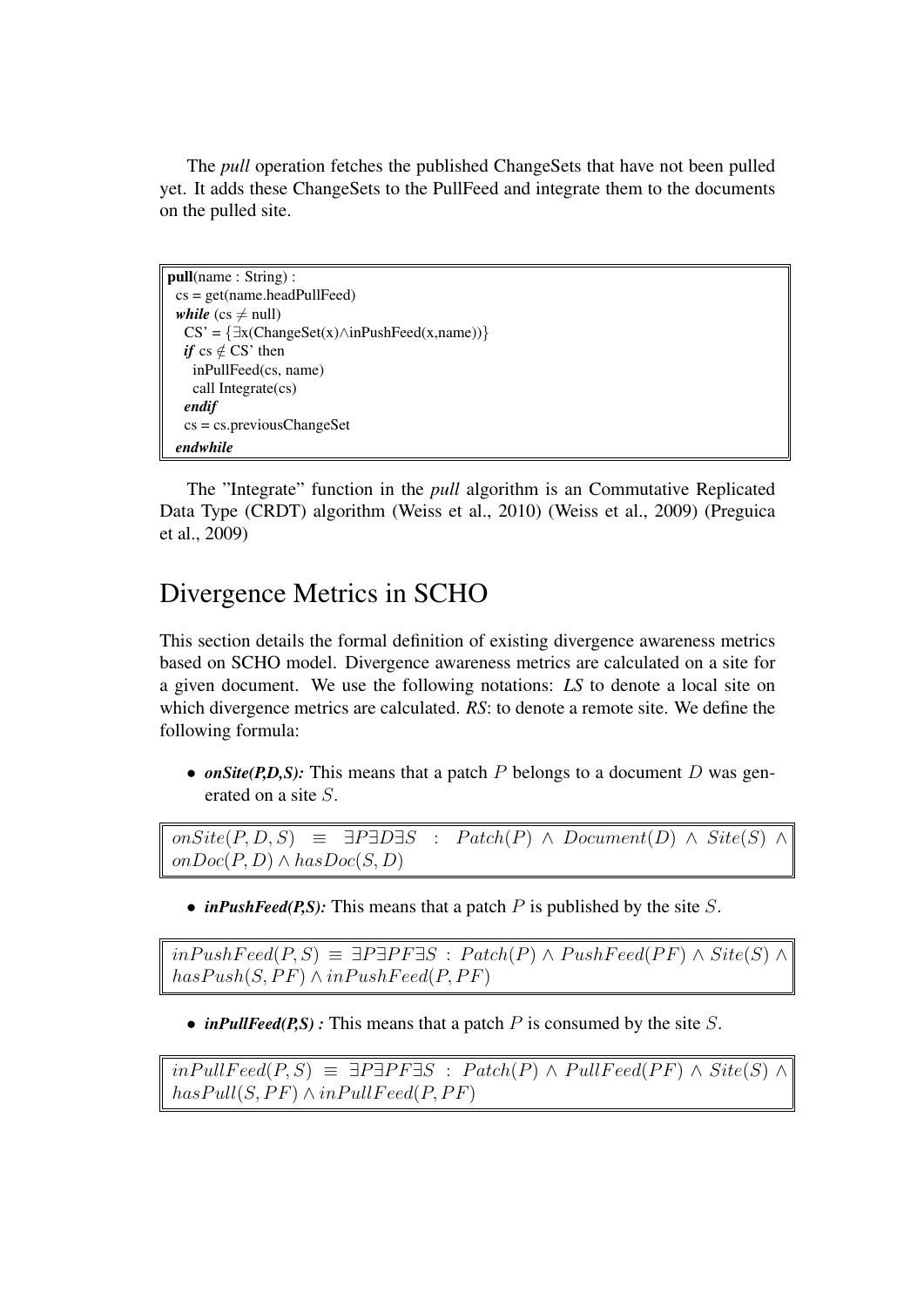The *pull* operation fetches the published ChangeSets that have not been pulled yet. It adds these ChangeSets to the PullFeed and integrate them to the documents on the pulled site.

```
pull(name : String) :
 cs = get(name.headPullFeed)
 while (cs ≠ null)
   CS' = {∃x(ChangeSet(x)∧inPushFeed(x,name))}
   if cs ∉ CS' then
     inPullFeed(cs, name)
     call Integrate(cs)
   endif
   cs = cs.previousChangeSet
 endwhile
```

The "Integrate" function in the *pull* algorithm is an Commutative Replicated Data Type (CRDT) algorithm (Weiss et al., 2010) (Weiss et al., 2009) (Preguica et al., 2009)

# Divergence Metrics in SCHO

This section details the formal definition of existing divergence awareness metrics based on SCHO model. Divergence awareness metrics are calculated on a site for a given document. We use the following notations: ***LS*** to denote a local site on which divergence metrics are calculated. ***RS***: to denote a remote site. We define the following formula:

- ***onSite(P,D,S):*** This means that a patch $P$ belongs to a document $D$ was generated on a site $S$.

$$onSite(P, D, S) \equiv \exists P \exists D \exists S : Patch(P) \wedge Document(D) \wedge Site(S) \wedge onDoc(P, D) \wedge hasDoc(S, D)$$

- ***inPushFeed(P,S):*** This means that a patch $P$ is published by the site $S$.

$$inPushFeed(P, S) \equiv \exists P \exists PF \exists S : Patch(P) \wedge PushFeed(PF) \wedge Site(S) \wedge hasPush(S, PF) \wedge inPushFeed(P, PF)$$

- ***inPullFeed(P,S) :*** This means that a patch $P$ is consumed by the site $S$.

$$inPullFeed(P, S) \equiv \exists P \exists PF \exists S : Patch(P) \wedge PullFeed(PF) \wedge Site(S) \wedge hasPull(S, PF) \wedge inPullFeed(P, PF)$$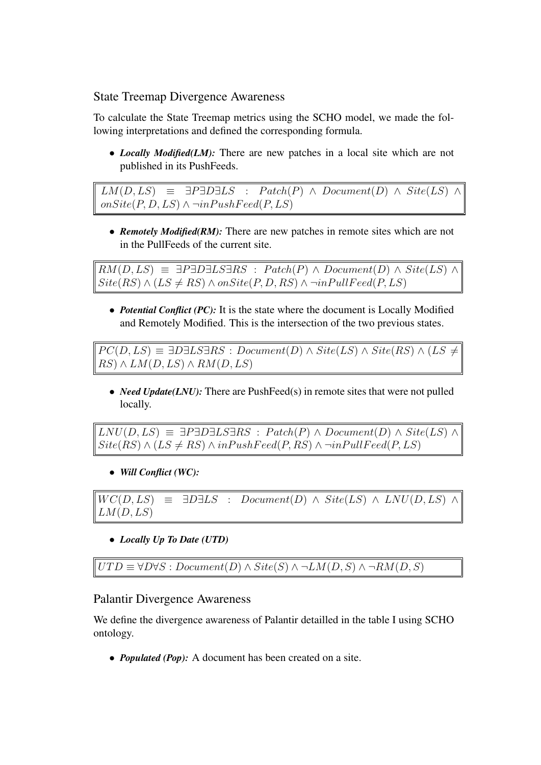### State Treemap Divergence Awareness

To calculate the State Treemap metrics using the SCHO model, we made the following interpretations and defined the corresponding formula.

- ***Locally Modified(LM):*** There are new patches in a local site which are not published in its PushFeeds.

$$LM(D, LS) \equiv \exists P \exists D \exists LS : Patch(P) \wedge Document(D) \wedge Site(LS) \wedge onSite(P, D, LS) \wedge \neg inPushFeed(P, LS)$$

- ***Remotely Modified(RM):*** There are new patches in remote sites which are not in the PullFeeds of the current site.

$$RM(D, LS) \equiv \exists P \exists D \exists LS \exists RS : Patch(P) \wedge Document(D) \wedge Site(LS) \wedge Site(RS) \wedge (LS \neq RS) \wedge onSite(P, D, RS) \wedge \neg inPullFeed(P, LS)$$

- ***Potential Conflict (PC):*** It is the state where the document is Locally Modified and Remotely Modified. This is the intersection of the two previous states.

$$PC(D, LS) \equiv \exists D \exists LS \exists RS : Document(D) \wedge Site(LS) \wedge Site(RS) \wedge (LS \neq RS) \wedge LM(D, LS) \wedge RM(D, LS)$$

- ***Need Update(LNU):*** There are PushFeed(s) in remote sites that were not pulled locally.

$$LNU(D, LS) \equiv \exists P \exists D \exists LS \exists RS : Patch(P) \wedge Document(D) \wedge Site(LS) \wedge Site(RS) \wedge (LS \neq RS) \wedge inPushFeed(P, RS) \wedge \neg inPullFeed(P, LS)$$

- ***Will Conflict (WC):***

$$WC(D, LS) \equiv \exists D \exists LS : Document(D) \wedge Site(LS) \wedge LNU(D, LS) \wedge LM(D, LS)$$

- ***Locally Up To Date (UTD)***

$$UTD \equiv \forall D \forall S : Document(D) \wedge Site(S) \wedge \neg LM(D, S) \wedge \neg RM(D, S)$$

### Palantir Divergence Awareness

We define the divergence awareness of Palantir detailled in the table I using SCHO ontology.

- ***Populated (Pop):*** A document has been created on a site.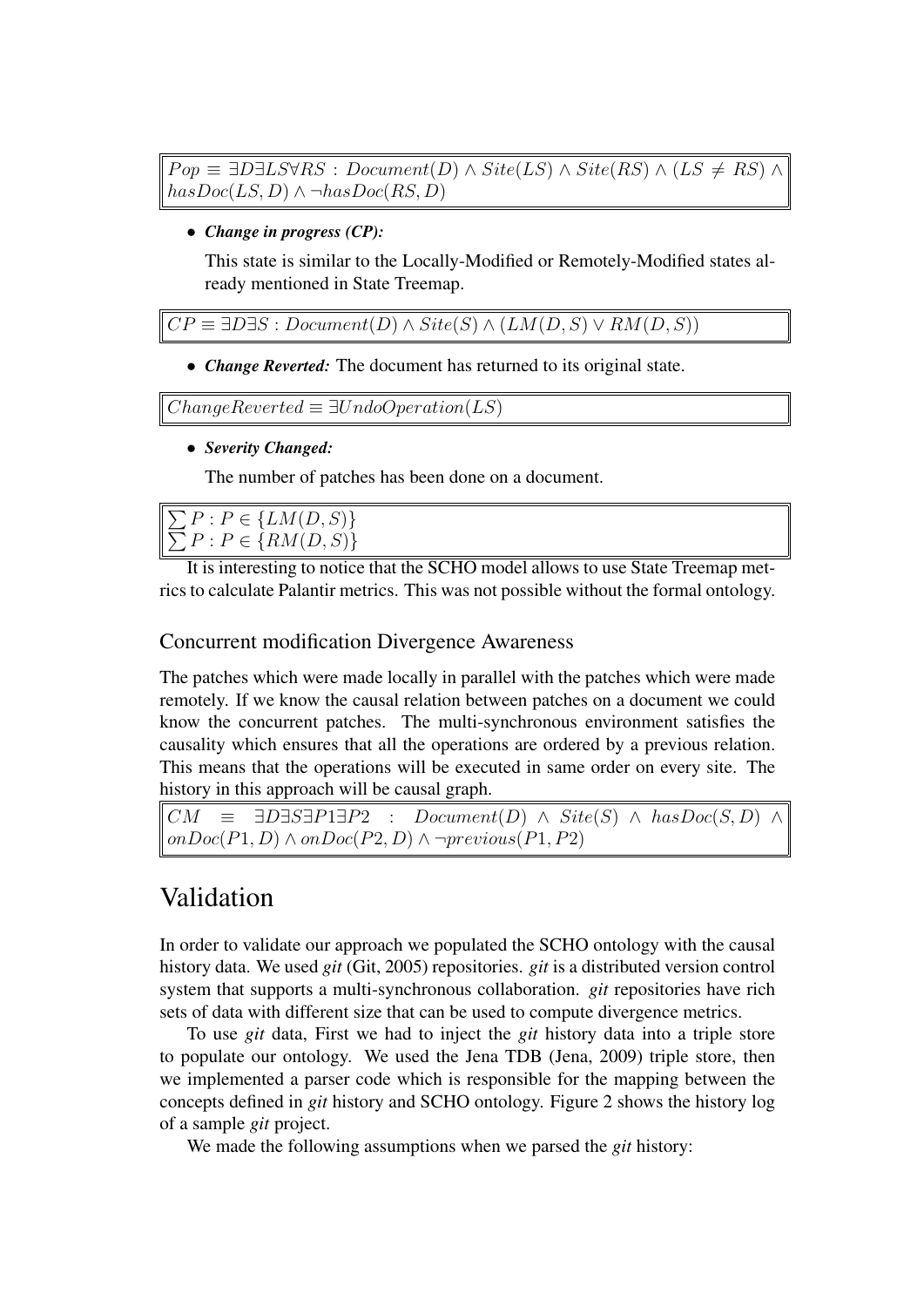$$Pop \equiv \exists D \exists LS \forall RS : Document(D) \wedge Site(LS) \wedge Site(RS) \wedge (LS \neq RS) \wedge hasDoc(LS, D) \wedge \neg hasDoc(RS, D)$$

- ***Change in progress (CP):***

  This state is similar to the Locally-Modified or Remotely-Modified states already mentioned in State Treemap.

$$CP \equiv \exists D \exists S : Document(D) \wedge Site(S) \wedge (LM(D, S) \vee RM(D, S))$$

- ***Change Reverted:*** The document has returned to its original state.

$$ChangeReverted \equiv \exists UndoOperation(LS)$$

- ***Severity Changed:***

  The number of patches has been done on a document.

$$\sum P : P \in \{LM(D, S)\}$$
$$\sum P : P \in \{RM(D, S)\}$$

It is interesting to notice that the SCHO model allows to use State Treemap metrics to calculate Palantir metrics. This was not possible without the formal ontology.

### Concurrent modification Divergence Awareness

The patches which were made locally in parallel with the patches which were made remotely. If we know the causal relation between patches on a document we could know the concurrent patches. The multi-synchronous environment satisfies the causality which ensures that all the operations are ordered by a previous relation. This means that the operations will be executed in same order on every site. The history in this approach will be causal graph.

$$CM \equiv \exists D \exists S \exists P1 \exists P2 : Document(D) \wedge Site(S) \wedge hasDoc(S, D) \wedge onDoc(P1, D) \wedge onDoc(P2, D) \wedge \neg previous(P1, P2)$$

## Validation

In order to validate our approach we populated the SCHO ontology with the causal history data. We used *git* (Git, 2005) repositories. *git* is a distributed version control system that supports a multi-synchronous collaboration. *git* repositories have rich sets of data with different size that can be used to compute divergence metrics.

To use *git* data, First we had to inject the *git* history data into a triple store to populate our ontology. We used the Jena TDB (Jena, 2009) triple store, then we implemented a parser code which is responsible for the mapping between the concepts defined in *git* history and SCHO ontology. Figure 2 shows the history log of a sample *git* project.

We made the following assumptions when we parsed the *git* history: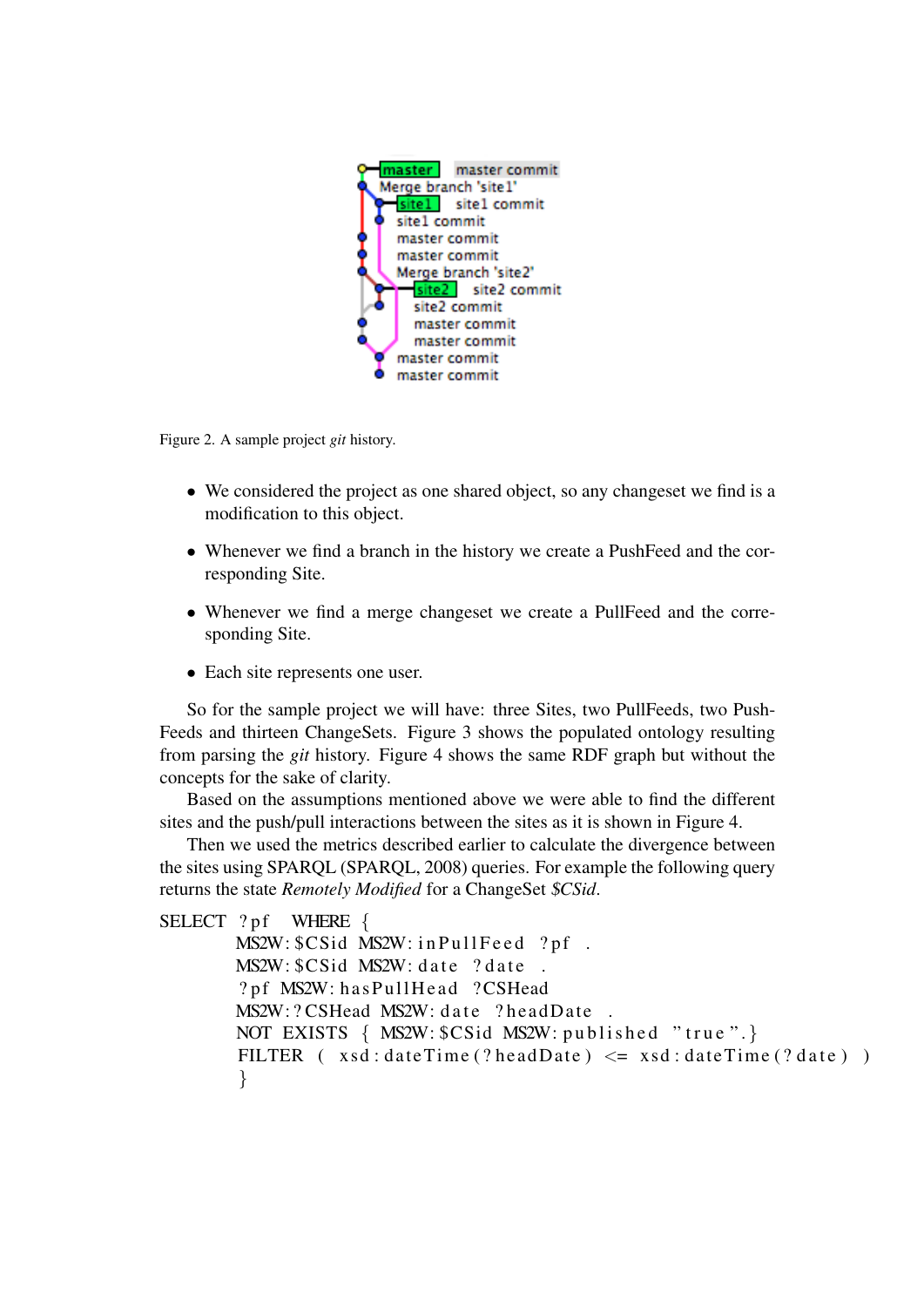Figure 2. A sample project *git* history.

- We considered the project as one shared object, so any changeset we find is a modification to this object.
- Whenever we find a branch in the history we create a PushFeed and the corresponding Site.
- Whenever we find a merge changeset we create a PullFeed and the corresponding Site.
- Each site represents one user.

So for the sample project we will have: three Sites, two PullFeeds, two PushFeeds and thirteen ChangeSets. Figure 3 shows the populated ontology resulting from parsing the *git* history. Figure 4 shows the same RDF graph but without the concepts for the sake of clarity.

Based on the assumptions mentioned above we were able to find the different sites and the push/pull interactions between the sites as it is shown in Figure 4.

Then we used the metrics described earlier to calculate the divergence between the sites using SPARQL (SPARQL, 2008) queries. For example the following query returns the state *Remotely Modified* for a ChangeSet *$CSid*.

```
SELECT ?pf  WHERE {
        MS2W:$CSid MS2W:inPullFeed ?pf .
        MS2W:$CSid MS2W:date ?date .
        ?pf MS2W:hasPullHead ?CSHead
        MS2W:?CSHead MS2W:date ?headDate .
        NOT EXISTS { MS2W:$CSid MS2W:published "true".}
        FILTER ( xsd:dateTime(?headDate) <= xsd:dateTime(?date) )
        }
```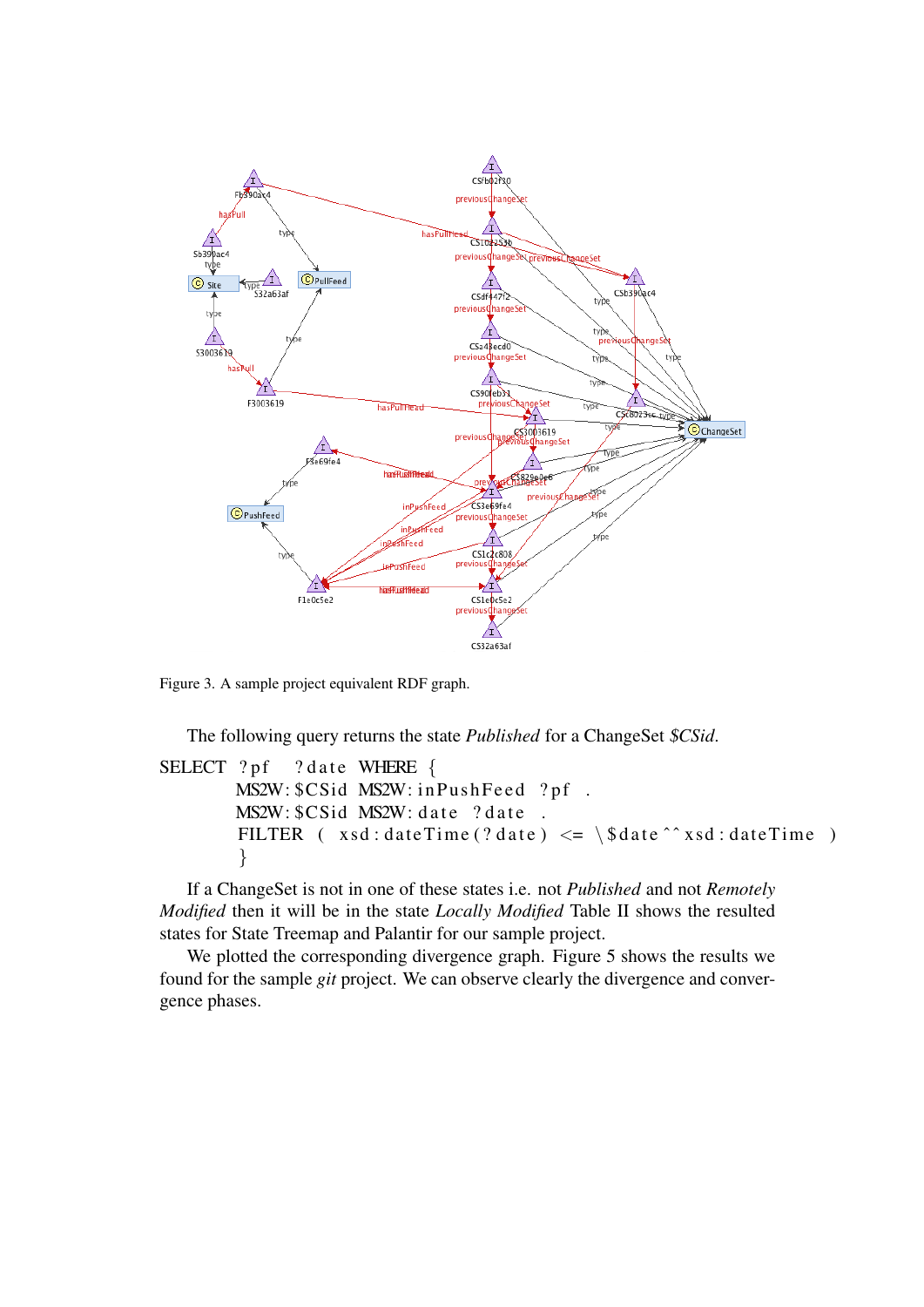Figure 3. A sample project equivalent RDF graph.

The following query returns the state *Published* for a ChangeSet *$CSid*.

```
SELECT ?pf  ?date WHERE {
        MS2W:$CSid MS2W:inPushFeed ?pf .
        MS2W:$CSid MS2W:date ?date .
        FILTER ( xsd:dateTime(?date) <= \$date^^xsd:dateTime )
        }
```

If a ChangeSet is not in one of these states i.e. not *Published* and not *Remotely Modified* then it will be in the state *Locally Modified* Table II shows the resulted states for State Treemap and Palantir for our sample project.

We plotted the corresponding divergence graph. Figure 5 shows the results we found for the sample *git* project. We can observe clearly the divergence and convergence phases.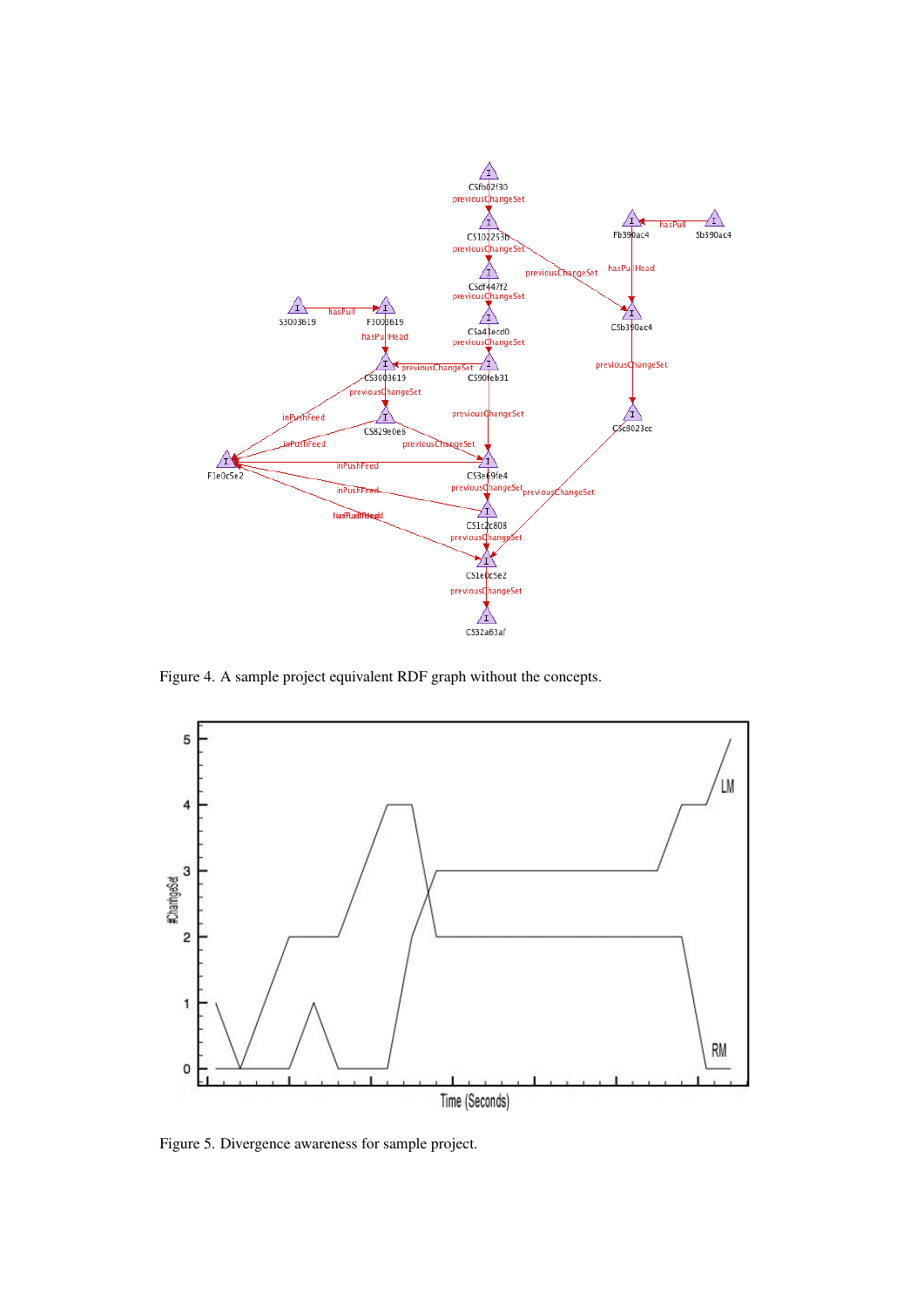Figure 4. A sample project equivalent RDF graph without the concepts.

Figure 5. Divergence awareness for sample project.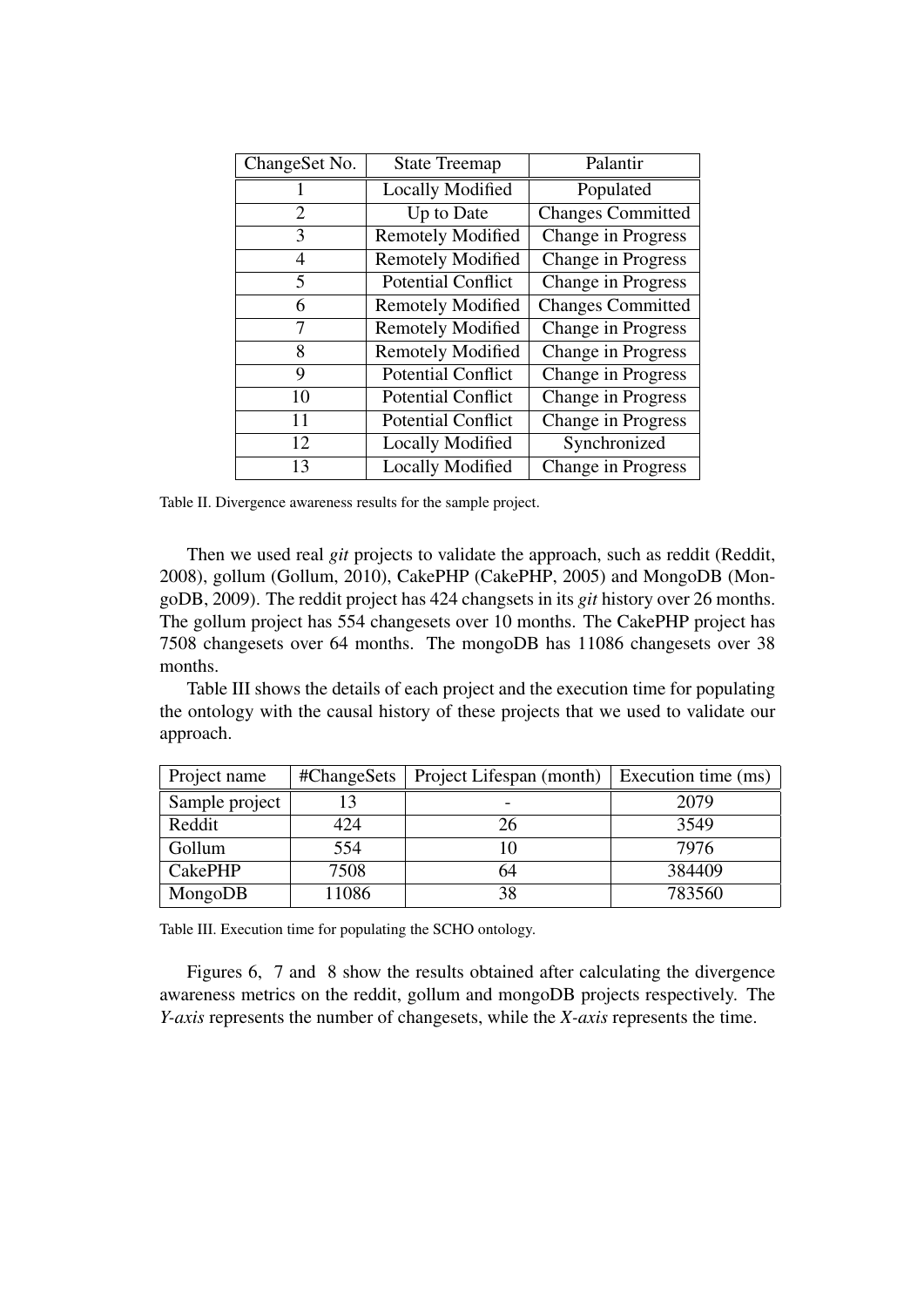| ChangeSet No. | State Treemap | Palantir |
|---|---|---|
| 1 | Locally Modified | Populated |
| 2 | Up to Date | Changes Committed |
| 3 | Remotely Modified | Change in Progress |
| 4 | Remotely Modified | Change in Progress |
| 5 | Potential Conflict | Change in Progress |
| 6 | Remotely Modified | Changes Committed |
| 7 | Remotely Modified | Change in Progress |
| 8 | Remotely Modified | Change in Progress |
| 9 | Potential Conflict | Change in Progress |
| 10 | Potential Conflict | Change in Progress |
| 11 | Potential Conflict | Change in Progress |
| 12 | Locally Modified | Synchronized |
| 13 | Locally Modified | Change in Progress |

Table II. Divergence awareness results for the sample project.

Then we used real *git* projects to validate the approach, such as reddit (Reddit, 2008), gollum (Gollum, 2010), CakePHP (CakePHP, 2005) and MongoDB (MongoDB, 2009). The reddit project has 424 changsets in its *git* history over 26 months. The gollum project has 554 changesets over 10 months. The CakePHP project has 7508 changesets over 64 months. The mongoDB has 11086 changesets over 38 months.

Table III shows the details of each project and the execution time for populating the ontology with the causal history of these projects that we used to validate our approach.

| Project name | #ChangeSets | Project Lifespan (month) | Execution time (ms) |
|---|---|---|---|
| Sample project | 13 | - | 2079 |
| Reddit | 424 | 26 | 3549 |
| Gollum | 554 | 10 | 7976 |
| CakePHP | 7508 | 64 | 384409 |
| MongoDB | 11086 | 38 | 783560 |

Table III. Execution time for populating the SCHO ontology.

Figures 6, 7 and 8 show the results obtained after calculating the divergence awareness metrics on the reddit, gollum and mongoDB projects respectively. The *Y-axis* represents the number of changesets, while the *X-axis* represents the time.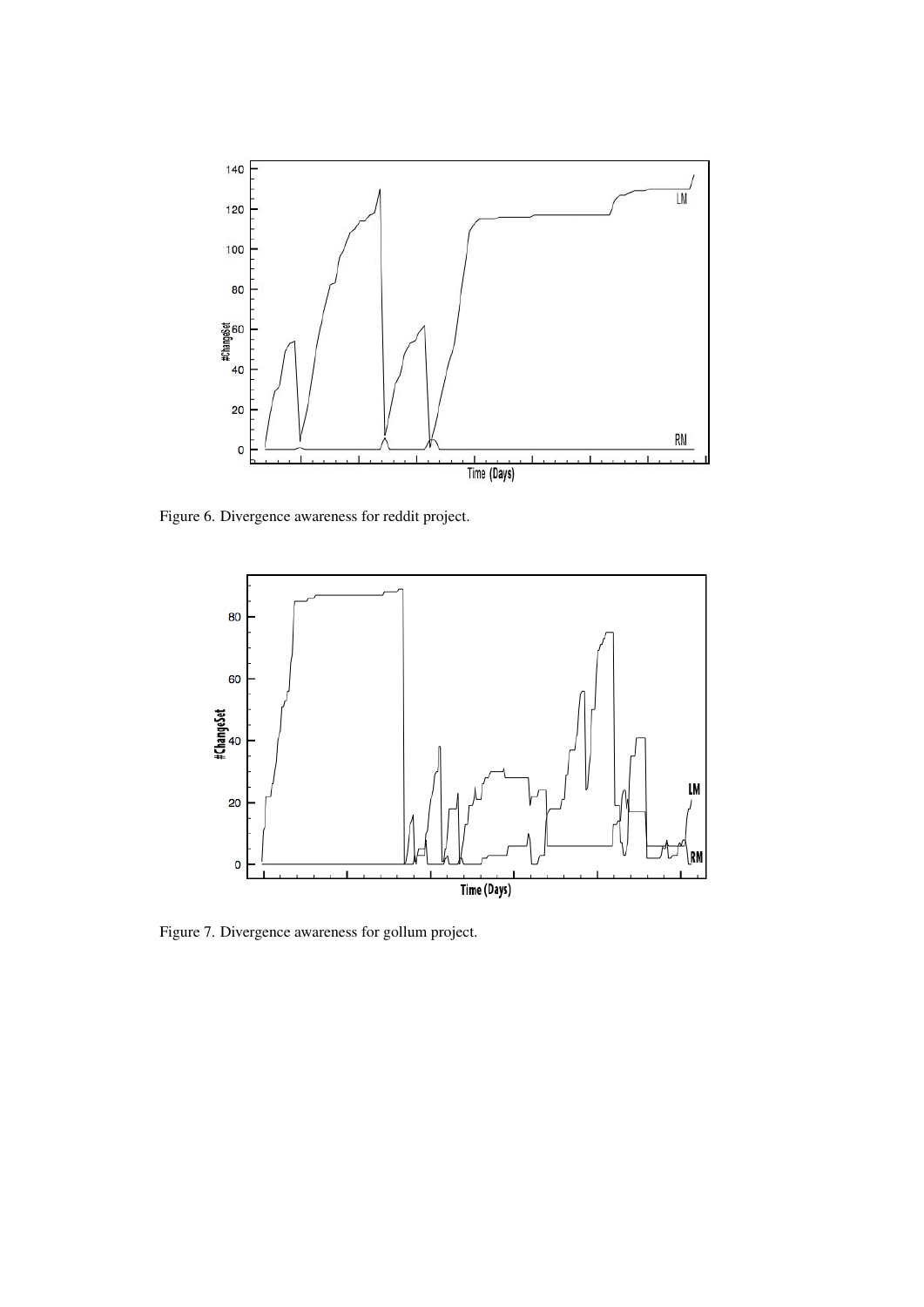Figure 6. Divergence awareness for reddit project.

Figure 7. Divergence awareness for gollum project.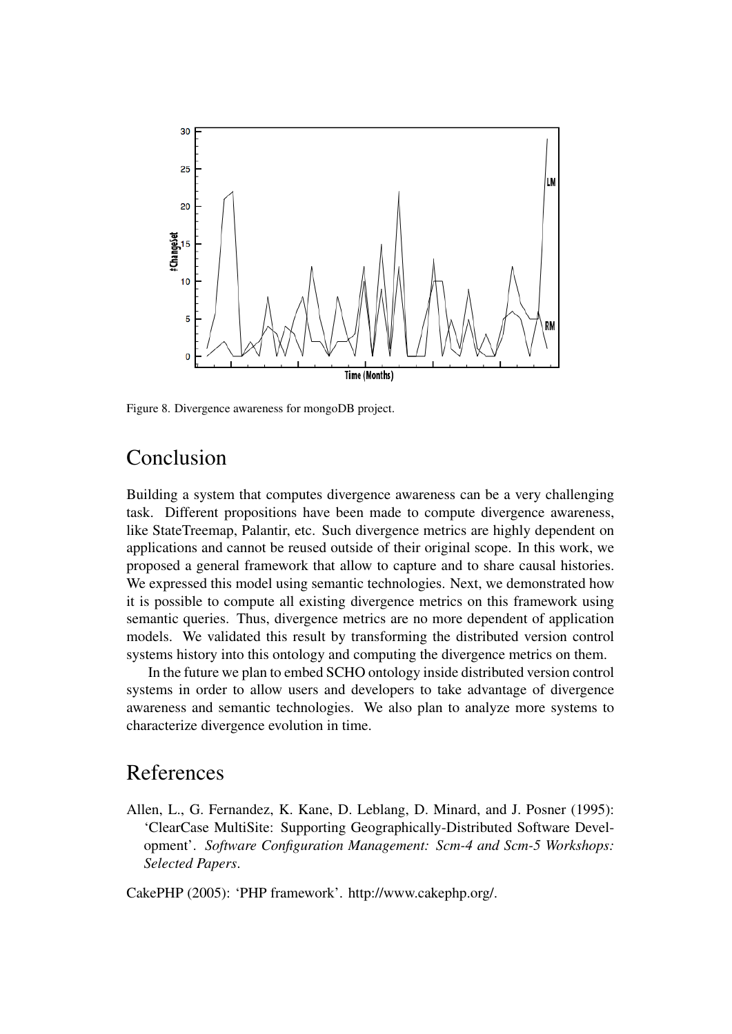Figure 8. Divergence awareness for mongoDB project.

# Conclusion

Building a system that computes divergence awareness can be a very challenging task. Different propositions have been made to compute divergence awareness, like StateTreemap, Palantir, etc. Such divergence metrics are highly dependent on applications and cannot be reused outside of their original scope. In this work, we proposed a general framework that allow to capture and to share causal histories. We expressed this model using semantic technologies. Next, we demonstrated how it is possible to compute all existing divergence metrics on this framework using semantic queries. Thus, divergence metrics are no more dependent of application models. We validated this result by transforming the distributed version control systems history into this ontology and computing the divergence metrics on them.

In the future we plan to embed SCHO ontology inside distributed version control systems in order to allow users and developers to take advantage of divergence awareness and semantic technologies. We also plan to analyze more systems to characterize divergence evolution in time.

# References

Allen, L., G. Fernandez, K. Kane, D. Leblang, D. Minard, and J. Posner (1995): 'ClearCase MultiSite: Supporting Geographically-Distributed Software Development'. *Software Configuration Management: Scm-4 and Scm-5 Workshops: Selected Papers*.

CakePHP (2005): 'PHP framework'. http://www.cakephp.org/.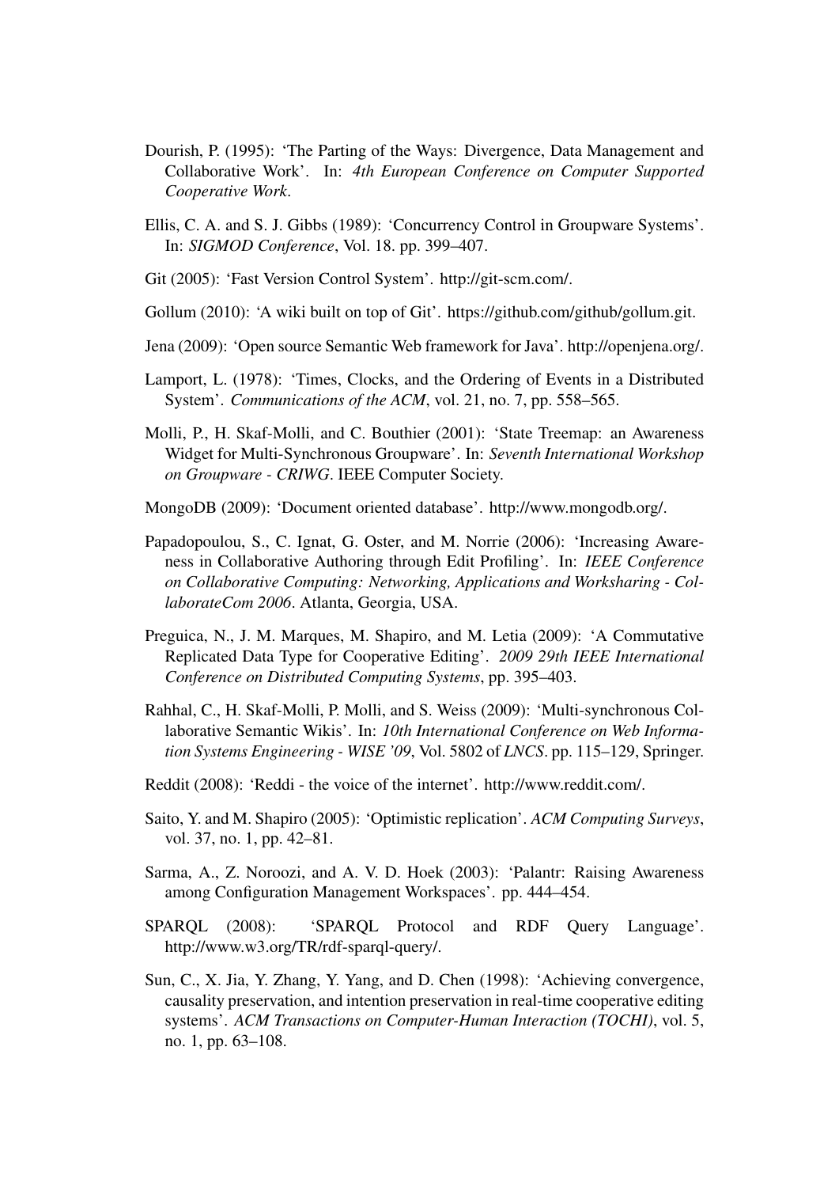Dourish, P. (1995): 'The Parting of the Ways: Divergence, Data Management and Collaborative Work'. In: *4th European Conference on Computer Supported Cooperative Work*.

Ellis, C. A. and S. J. Gibbs (1989): 'Concurrency Control in Groupware Systems'. In: *SIGMOD Conference*, Vol. 18. pp. 399–407.

Git (2005): 'Fast Version Control System'. http://git-scm.com/.

Gollum (2010): 'A wiki built on top of Git'. https://github.com/github/gollum.git.

Jena (2009): 'Open source Semantic Web framework for Java'. http://openjena.org/.

Lamport, L. (1978): 'Times, Clocks, and the Ordering of Events in a Distributed System'. *Communications of the ACM*, vol. 21, no. 7, pp. 558–565.

Molli, P., H. Skaf-Molli, and C. Bouthier (2001): 'State Treemap: an Awareness Widget for Multi-Synchronous Groupware'. In: *Seventh International Workshop on Groupware - CRIWG*. IEEE Computer Society.

MongoDB (2009): 'Document oriented database'. http://www.mongodb.org/.

Papadopoulou, S., C. Ignat, G. Oster, and M. Norrie (2006): 'Increasing Awareness in Collaborative Authoring through Edit Profiling'. In: *IEEE Conference on Collaborative Computing: Networking, Applications and Worksharing - CollaborateCom 2006*. Atlanta, Georgia, USA.

Preguica, N., J. M. Marques, M. Shapiro, and M. Letia (2009): 'A Commutative Replicated Data Type for Cooperative Editing'. *2009 29th IEEE International Conference on Distributed Computing Systems*, pp. 395–403.

Rahhal, C., H. Skaf-Molli, P. Molli, and S. Weiss (2009): 'Multi-synchronous Collaborative Semantic Wikis'. In: *10th International Conference on Web Information Systems Engineering - WISE '09*, Vol. 5802 of *LNCS*. pp. 115–129, Springer.

Reddit (2008): 'Reddi - the voice of the internet'. http://www.reddit.com/.

Saito, Y. and M. Shapiro (2005): 'Optimistic replication'. *ACM Computing Surveys*, vol. 37, no. 1, pp. 42–81.

Sarma, A., Z. Noroozi, and A. V. D. Hoek (2003): 'Palantr: Raising Awareness among Configuration Management Workspaces'. pp. 444–454.

SPARQL (2008): 'SPARQL Protocol and RDF Query Language'. http://www.w3.org/TR/rdf-sparql-query/.

Sun, C., X. Jia, Y. Zhang, Y. Yang, and D. Chen (1998): 'Achieving convergence, causality preservation, and intention preservation in real-time cooperative editing systems'. *ACM Transactions on Computer-Human Interaction (TOCHI)*, vol. 5, no. 1, pp. 63–108.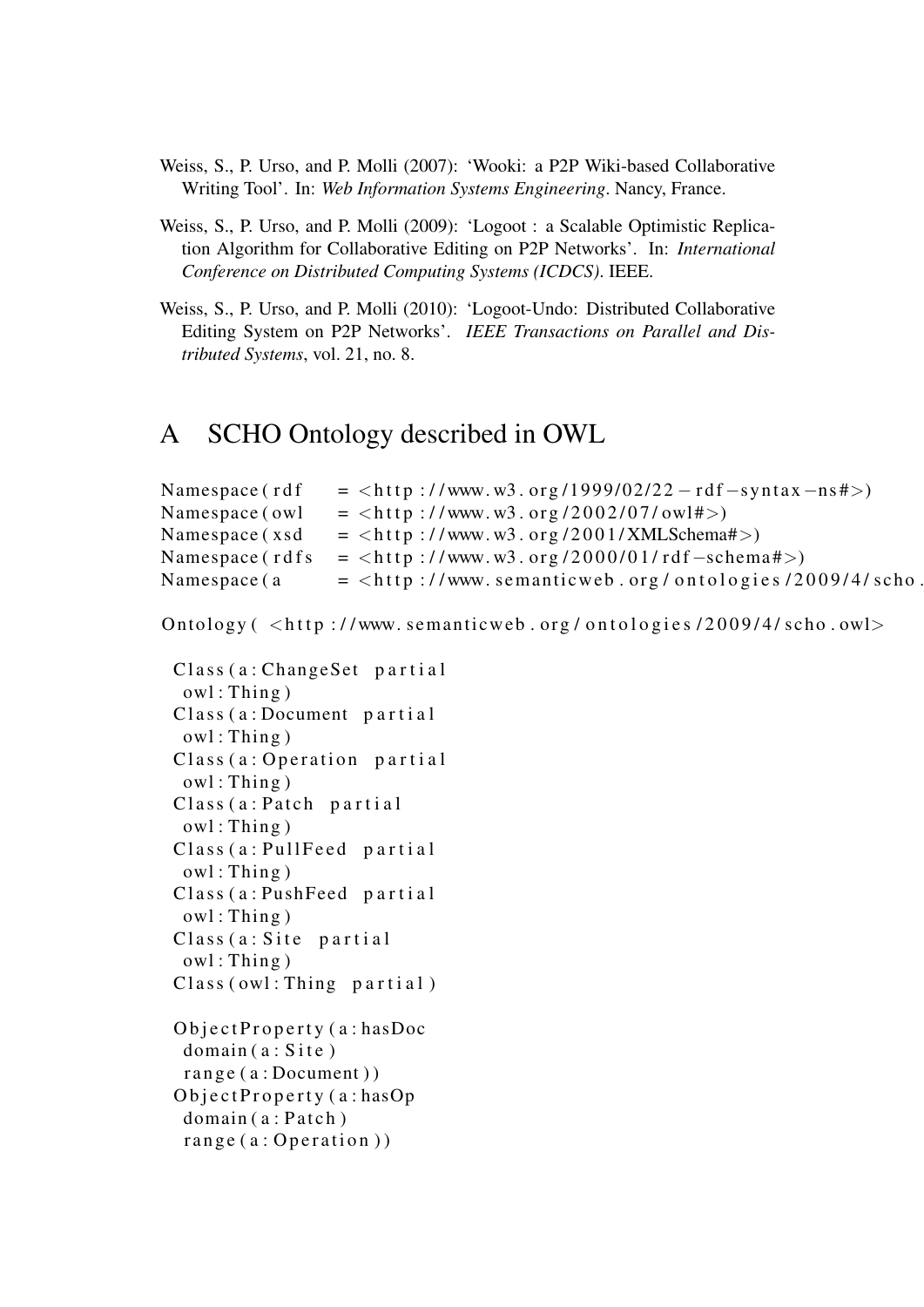Weiss, S., P. Urso, and P. Molli (2007): 'Wooki: a P2P Wiki-based Collaborative Writing Tool'. In: *Web Information Systems Engineering*. Nancy, France.

Weiss, S., P. Urso, and P. Molli (2009): 'Logoot : a Scalable Optimistic Replication Algorithm for Collaborative Editing on P2P Networks'. In: *International Conference on Distributed Computing Systems (ICDCS)*. IEEE.

Weiss, S., P. Urso, and P. Molli (2010): 'Logoot-Undo: Distributed Collaborative Editing System on P2P Networks'. *IEEE Transactions on Parallel and Distributed Systems*, vol. 21, no. 8.

# A SCHO Ontology described in OWL

```
Namespace(rdf   = <http://www.w3.org/1999/02/22-rdf-syntax-ns#>)
Namespace(owl   = <http://www.w3.org/2002/07/owl#>)
Namespace(xsd   = <http://www.w3.org/2001/XMLSchema#>)
Namespace(rdfs  = <http://www.w3.org/2000/01/rdf-schema#>)
Namespace(a     = <http://www.semanticweb.org/ontologies/2009/4/scho.

Ontology( <http://www.semanticweb.org/ontologies/2009/4/scho.owl>

  Class(a:ChangeSet partial
   owl:Thing)
  Class(a:Document partial
   owl:Thing)
  Class(a:Operation partial
   owl:Thing)
  Class(a:Patch partial
   owl:Thing)
  Class(a:PullFeed partial
   owl:Thing)
  Class(a:PushFeed partial
   owl:Thing)
  Class(a:Site partial
   owl:Thing)
  Class(owl:Thing partial)

  ObjectProperty(a:hasDoc
   domain(a:Site)
   range(a:Document))
  ObjectProperty(a:hasOp
   domain(a:Patch)
   range(a:Operation))
```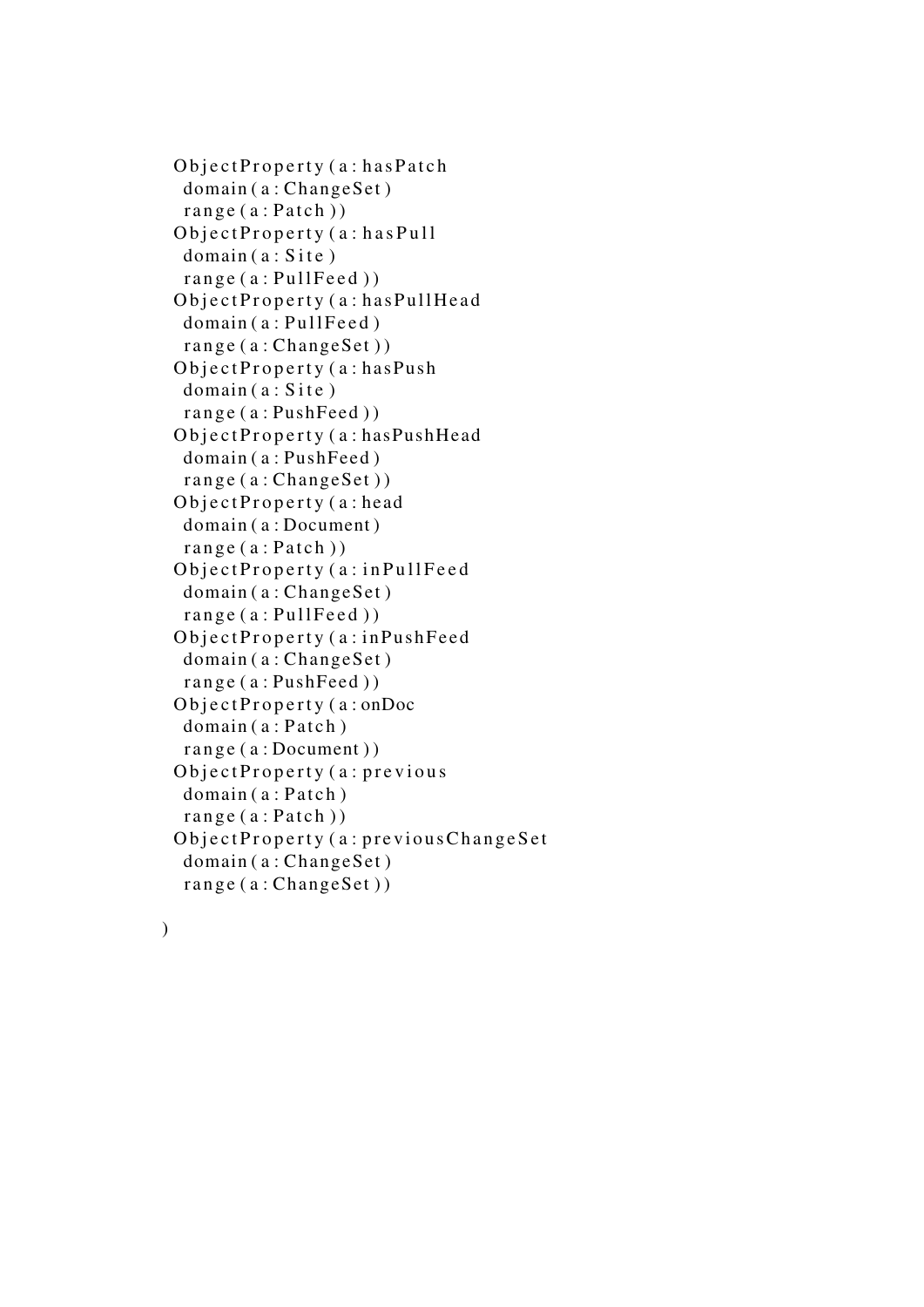```
  ObjectProperty(a:hasPatch
    domain(a:ChangeSet)
    range(a:Patch))
  ObjectProperty(a:hasPull
    domain(a:Site)
    range(a:PullFeed))
  ObjectProperty(a:hasPullHead
    domain(a:PullFeed)
    range(a:ChangeSet))
  ObjectProperty(a:hasPush
    domain(a:Site)
    range(a:PushFeed))
  ObjectProperty(a:hasPushHead
    domain(a:PushFeed)
    range(a:ChangeSet))
  ObjectProperty(a:head
    domain(a:Document)
    range(a:Patch))
  ObjectProperty(a:inPullFeed
    domain(a:ChangeSet)
    range(a:PullFeed))
  ObjectProperty(a:inPushFeed
    domain(a:ChangeSet)
    range(a:PushFeed))
  ObjectProperty(a:onDoc
    domain(a:Patch)
    range(a:Document))
  ObjectProperty(a:previous
    domain(a:Patch)
    range(a:Patch))
  ObjectProperty(a:previousChangeSet
    domain(a:ChangeSet)
    range(a:ChangeSet))

)
```